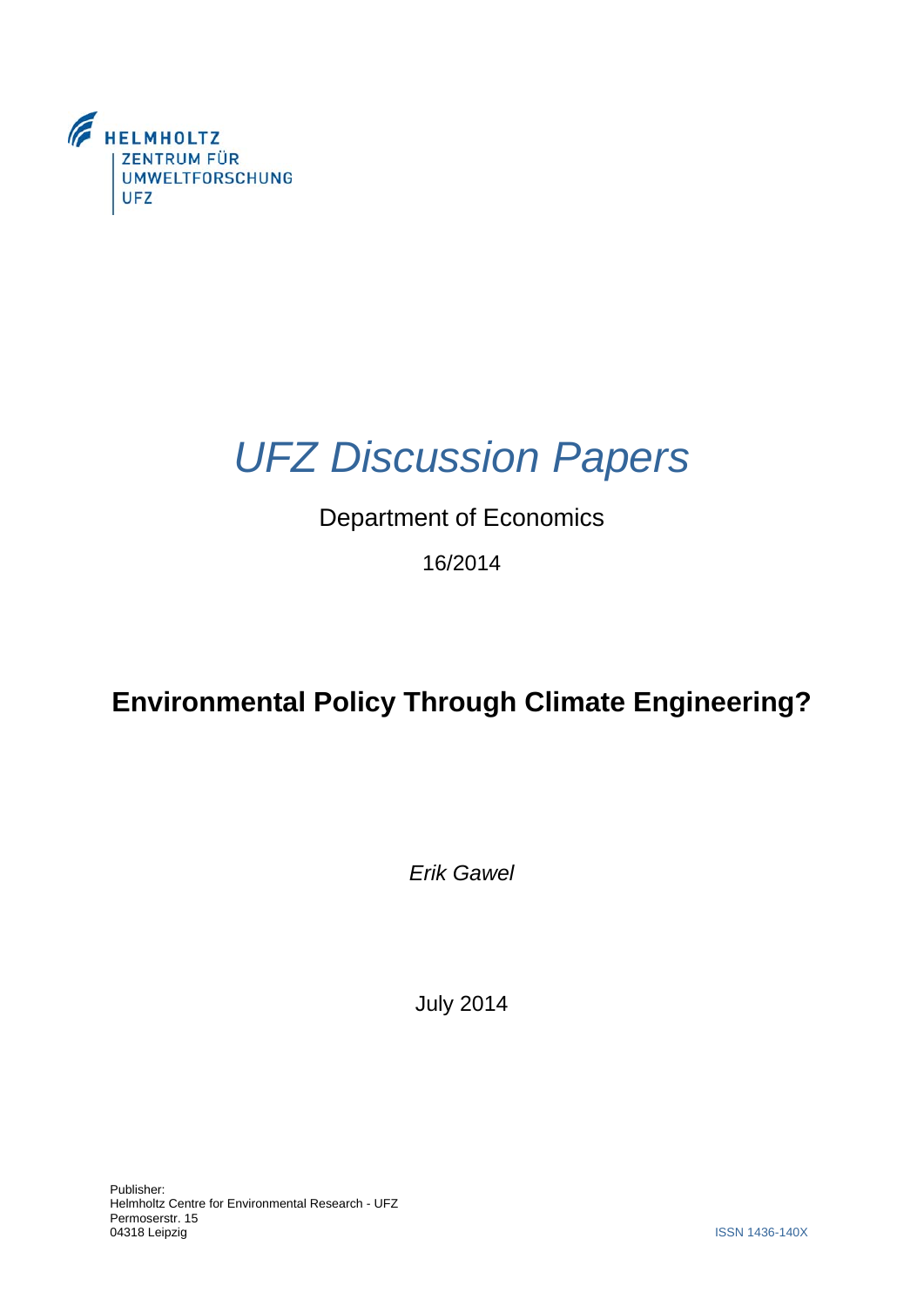HELMHOLTZ
ZENTRUM FÜR
UMWELTFORSCHUNG
UFZ

# *UFZ Discussion Papers*

Department of Economics

16/2014

## **Environmental Policy Through Climate Engineering?**

*Erik Gawel*

July 2014

Publisher:
Helmholtz Centre for Environmental Research - UFZ
Permoserstr. 15
04318 Leipzig

ISSN 1436-140X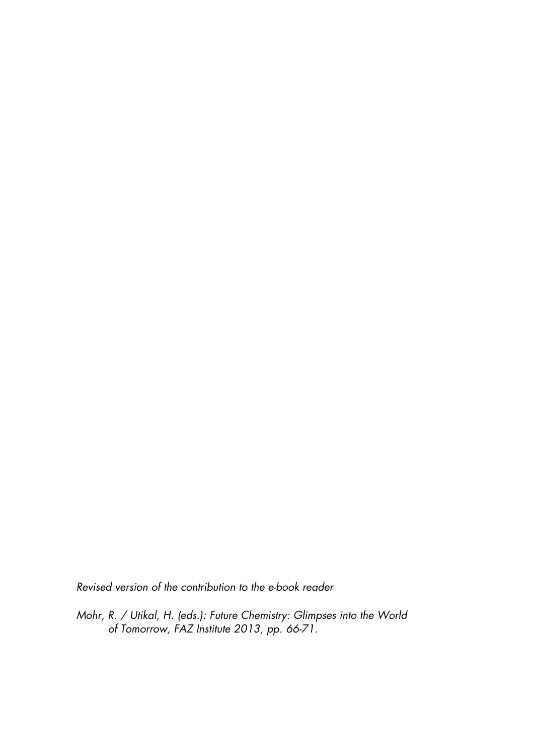*Revised version of the contribution to the e-book reader*

*Mohr, R. / Utikal, H. (eds.): Future Chemistry: Glimpses into the World of Tomorrow, FAZ Institute 2013, pp. 66-71.*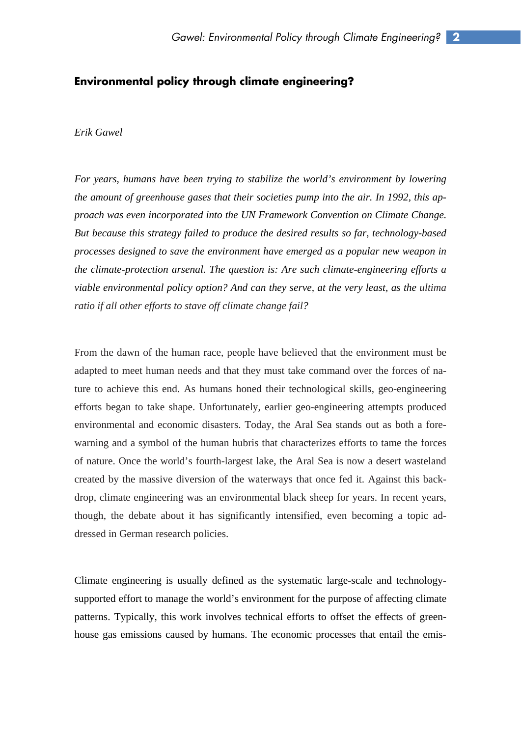## Environmental policy through climate engineering?

*Erik Gawel*

*For years, humans have been trying to stabilize the world's environment by lowering the amount of greenhouse gases that their societies pump into the air. In 1992, this approach was even incorporated into the UN Framework Convention on Climate Change. But because this strategy failed to produce the desired results so far, technology-based processes designed to save the environment have emerged as a popular new weapon in the climate-protection arsenal. The question is: Are such climate-engineering efforts a viable environmental policy option? And can they serve, at the very least, as the ultima ratio if all other efforts to stave off climate change fail?*

From the dawn of the human race, people have believed that the environment must be adapted to meet human needs and that they must take command over the forces of nature to achieve this end. As humans honed their technological skills, geo-engineering efforts began to take shape. Unfortunately, earlier geo-engineering attempts produced environmental and economic disasters. Today, the Aral Sea stands out as both a forewarning and a symbol of the human hubris that characterizes efforts to tame the forces of nature. Once the world's fourth-largest lake, the Aral Sea is now a desert wasteland created by the massive diversion of the waterways that once fed it. Against this backdrop, climate engineering was an environmental black sheep for years. In recent years, though, the debate about it has significantly intensified, even becoming a topic addressed in German research policies.

Climate engineering is usually defined as the systematic large-scale and technology-supported effort to manage the world's environment for the purpose of affecting climate patterns. Typically, this work involves technical efforts to offset the effects of greenhouse gas emissions caused by humans. The economic processes that entail the emis-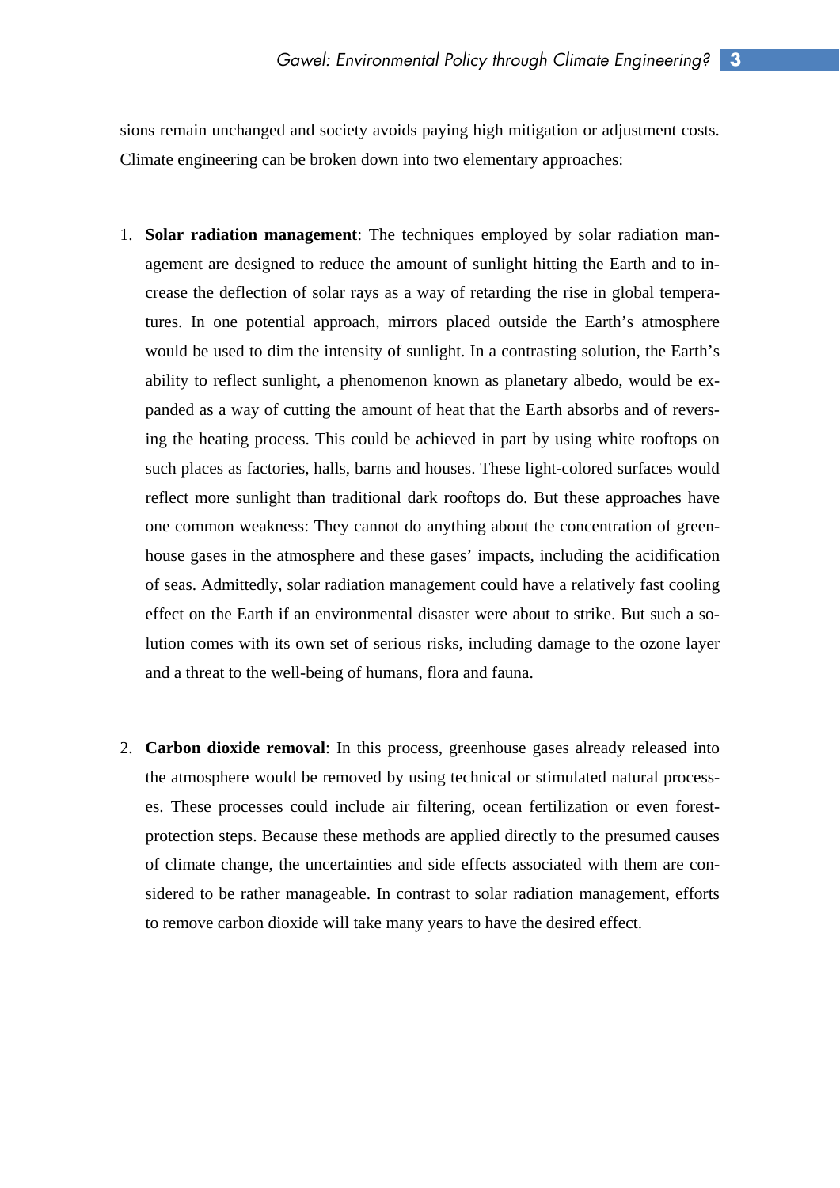sions remain unchanged and society avoids paying high mitigation or adjustment costs. Climate engineering can be broken down into two elementary approaches:

1. **Solar radiation management**: The techniques employed by solar radiation management are designed to reduce the amount of sunlight hitting the Earth and to increase the deflection of solar rays as a way of retarding the rise in global temperatures. In one potential approach, mirrors placed outside the Earth's atmosphere would be used to dim the intensity of sunlight. In a contrasting solution, the Earth's ability to reflect sunlight, a phenomenon known as planetary albedo, would be expanded as a way of cutting the amount of heat that the Earth absorbs and of reversing the heating process. This could be achieved in part by using white rooftops on such places as factories, halls, barns and houses. These light-colored surfaces would reflect more sunlight than traditional dark rooftops do. But these approaches have one common weakness: They cannot do anything about the concentration of greenhouse gases in the atmosphere and these gases' impacts, including the acidification of seas. Admittedly, solar radiation management could have a relatively fast cooling effect on the Earth if an environmental disaster were about to strike. But such a solution comes with its own set of serious risks, including damage to the ozone layer and a threat to the well-being of humans, flora and fauna.

2. **Carbon dioxide removal**: In this process, greenhouse gases already released into the atmosphere would be removed by using technical or stimulated natural processes. These processes could include air filtering, ocean fertilization or even forest-protection steps. Because these methods are applied directly to the presumed causes of climate change, the uncertainties and side effects associated with them are considered to be rather manageable. In contrast to solar radiation management, efforts to remove carbon dioxide will take many years to have the desired effect.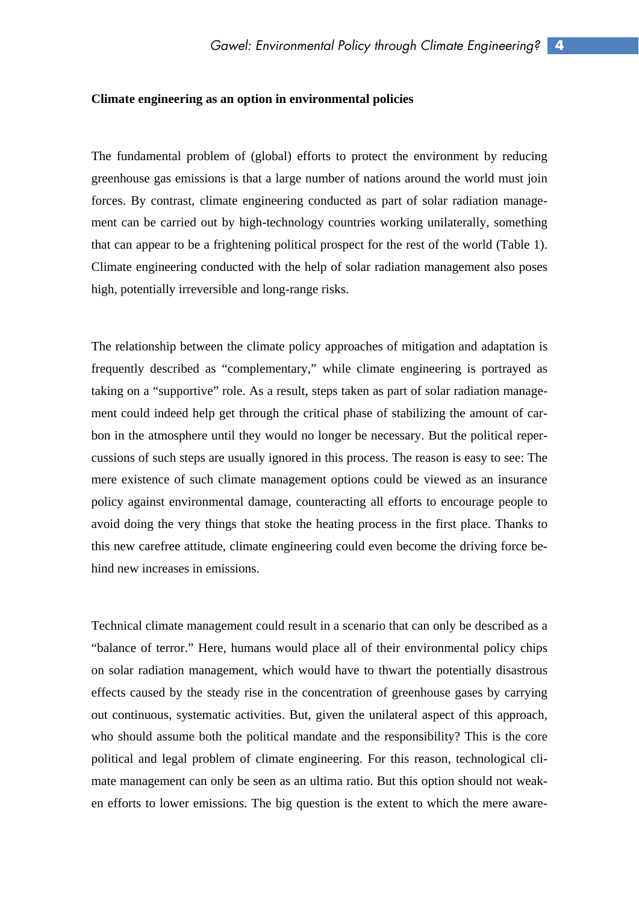**Climate engineering as an option in environmental policies**

The fundamental problem of (global) efforts to protect the environment by reducing greenhouse gas emissions is that a large number of nations around the world must join forces. By contrast, climate engineering conducted as part of solar radiation management can be carried out by high-technology countries working unilaterally, something that can appear to be a frightening political prospect for the rest of the world (Table 1). Climate engineering conducted with the help of solar radiation management also poses high, potentially irreversible and long-range risks.

The relationship between the climate policy approaches of mitigation and adaptation is frequently described as "complementary," while climate engineering is portrayed as taking on a "supportive" role. As a result, steps taken as part of solar radiation management could indeed help get through the critical phase of stabilizing the amount of carbon in the atmosphere until they would no longer be necessary. But the political repercussions of such steps are usually ignored in this process. The reason is easy to see: The mere existence of such climate management options could be viewed as an insurance policy against environmental damage, counteracting all efforts to encourage people to avoid doing the very things that stoke the heating process in the first place. Thanks to this new carefree attitude, climate engineering could even become the driving force behind new increases in emissions.

Technical climate management could result in a scenario that can only be described as a "balance of terror." Here, humans would place all of their environmental policy chips on solar radiation management, which would have to thwart the potentially disastrous effects caused by the steady rise in the concentration of greenhouse gases by carrying out continuous, systematic activities. But, given the unilateral aspect of this approach, who should assume both the political mandate and the responsibility? This is the core political and legal problem of climate engineering. For this reason, technological climate management can only be seen as an ultima ratio. But this option should not weaken efforts to lower emissions. The big question is the extent to which the mere aware-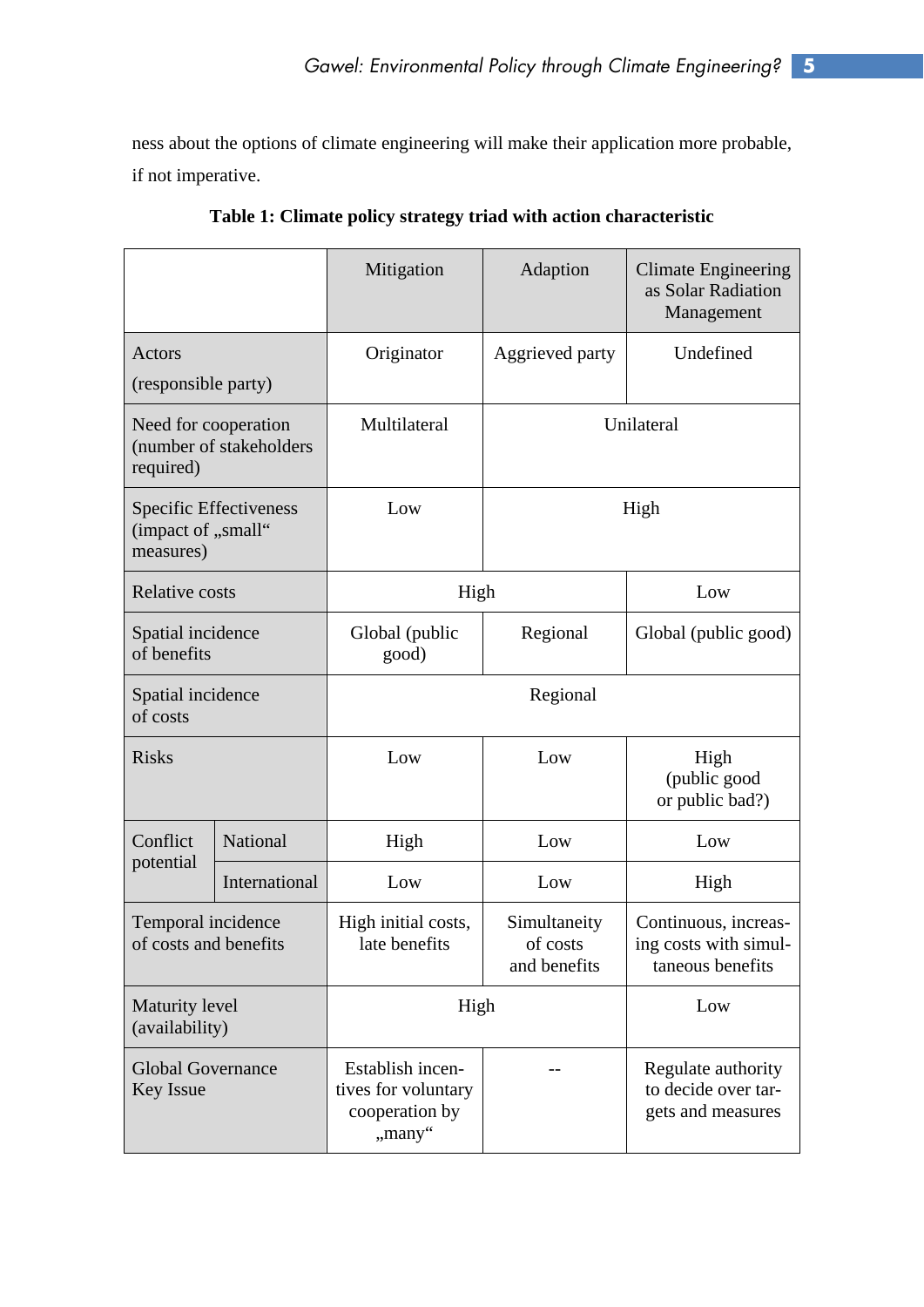ness about the options of climate engineering will make their application more probable, if not imperative.

**Table 1: Climate policy strategy triad with action characteristic**

| | | Mitigation | Adaption | Climate Engineering as Solar Radiation Management |
|---|---|---|---|---|
| Actors (responsible party) | | Originator | Aggrieved party | Undefined |
| Need for cooperation (number of stakeholders required) | | Multilateral | Unilateral | |
| Specific Effectiveness (impact of „small“ measures) | | Low | High | |
| Relative costs | | High | | Low |
| Spatial incidence of benefits | | Global (public good) | Regional | Global (public good) |
| Spatial incidence of costs | | Regional | | |
| Risks | | Low | Low | High (public good or public bad?) |
| Conflict potential | National | High | Low | Low |
| | International | Low | Low | High |
| Temporal incidence of costs and benefits | | High initial costs, late benefits | Simultaneity of costs and benefits | Continuous, increasing costs with simultaneous benefits |
| Maturity level (availability) | | High | | Low |
| Global Governance Key Issue | | Establish incentives for voluntary cooperation by „many“ | -- | Regulate authority to decide over targets and measures |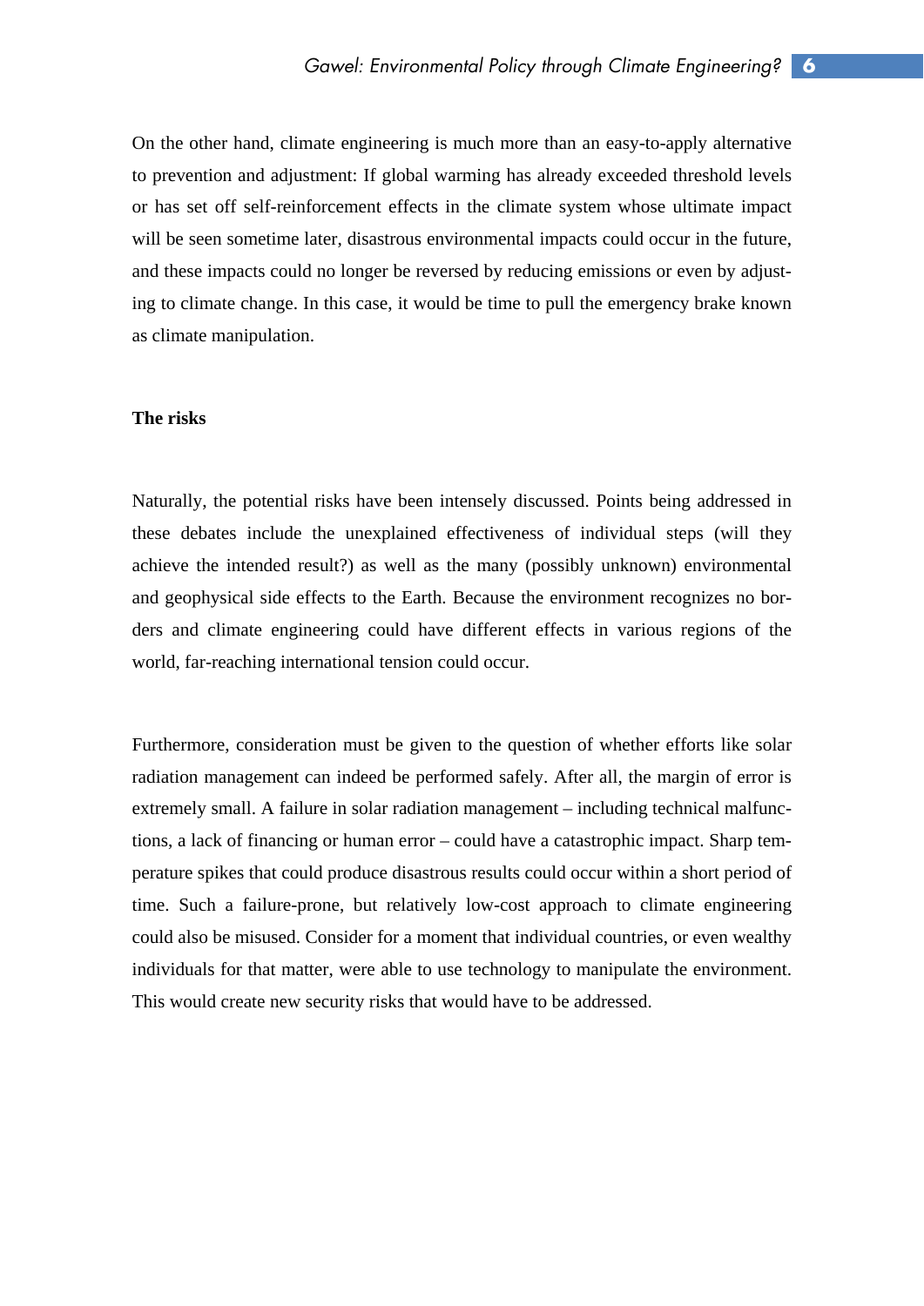On the other hand, climate engineering is much more than an easy-to-apply alternative to prevention and adjustment: If global warming has already exceeded threshold levels or has set off self-reinforcement effects in the climate system whose ultimate impact will be seen sometime later, disastrous environmental impacts could occur in the future, and these impacts could no longer be reversed by reducing emissions or even by adjusting to climate change. In this case, it would be time to pull the emergency brake known as climate manipulation.

**The risks**

Naturally, the potential risks have been intensely discussed. Points being addressed in these debates include the unexplained effectiveness of individual steps (will they achieve the intended result?) as well as the many (possibly unknown) environmental and geophysical side effects to the Earth. Because the environment recognizes no borders and climate engineering could have different effects in various regions of the world, far-reaching international tension could occur.

Furthermore, consideration must be given to the question of whether efforts like solar radiation management can indeed be performed safely. After all, the margin of error is extremely small. A failure in solar radiation management – including technical malfunctions, a lack of financing or human error – could have a catastrophic impact. Sharp temperature spikes that could produce disastrous results could occur within a short period of time. Such a failure-prone, but relatively low-cost approach to climate engineering could also be misused. Consider for a moment that individual countries, or even wealthy individuals for that matter, were able to use technology to manipulate the environment. This would create new security risks that would have to be addressed.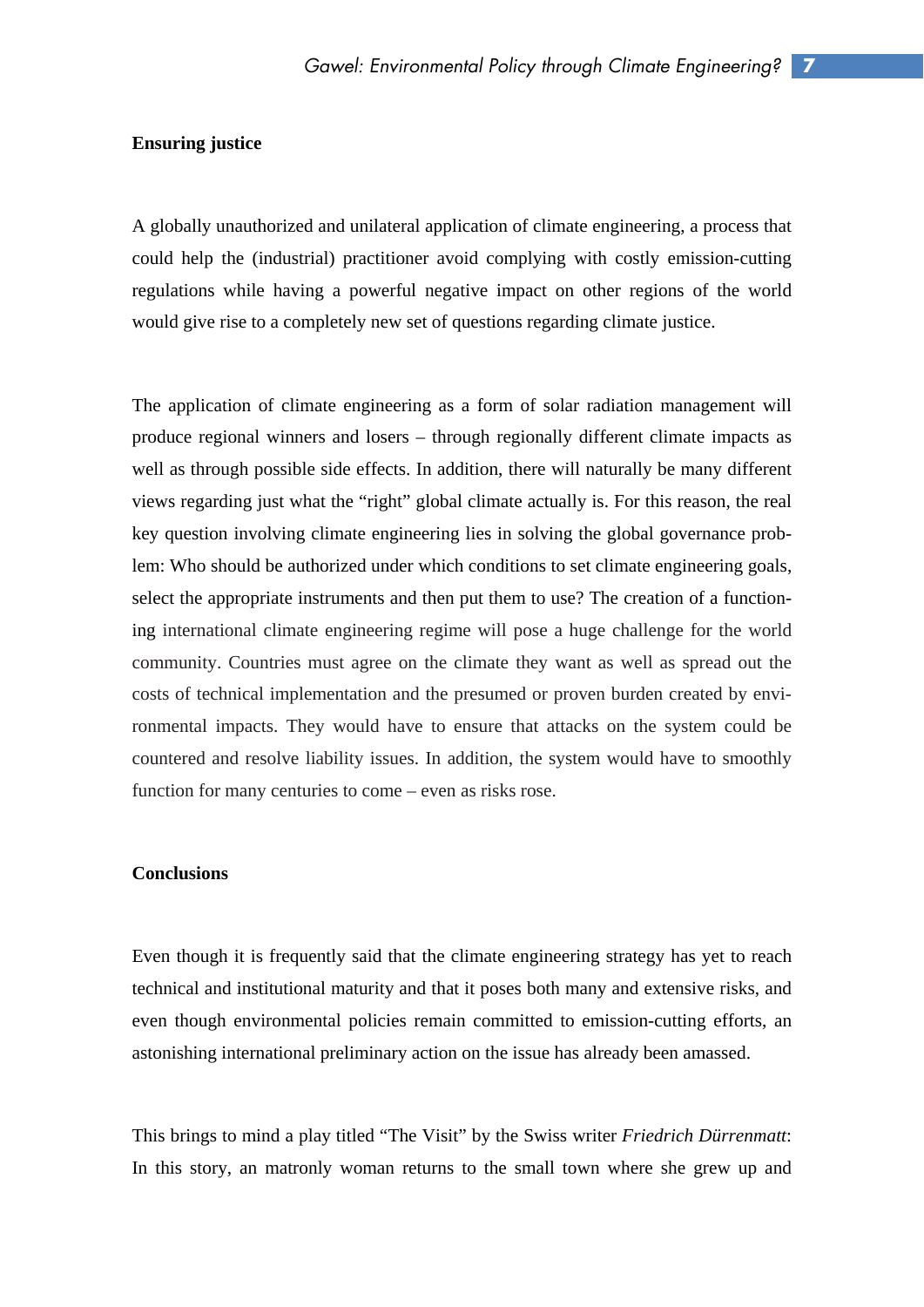## Ensuring justice

A globally unauthorized and unilateral application of climate engineering, a process that could help the (industrial) practitioner avoid complying with costly emission-cutting regulations while having a powerful negative impact on other regions of the world would give rise to a completely new set of questions regarding climate justice.

The application of climate engineering as a form of solar radiation management will produce regional winners and losers – through regionally different climate impacts as well as through possible side effects. In addition, there will naturally be many different views regarding just what the "right" global climate actually is. For this reason, the real key question involving climate engineering lies in solving the global governance problem: Who should be authorized under which conditions to set climate engineering goals, select the appropriate instruments and then put them to use? The creation of a functioning international climate engineering regime will pose a huge challenge for the world community. Countries must agree on the climate they want as well as spread out the costs of technical implementation and the presumed or proven burden created by environmental impacts. They would have to ensure that attacks on the system could be countered and resolve liability issues. In addition, the system would have to smoothly function for many centuries to come – even as risks rose.

## Conclusions

Even though it is frequently said that the climate engineering strategy has yet to reach technical and institutional maturity and that it poses both many and extensive risks, and even though environmental policies remain committed to emission-cutting efforts, an astonishing international preliminary action on the issue has already been amassed.

This brings to mind a play titled "The Visit" by the Swiss writer *Friedrich Dürrenmatt*: In this story, an matronly woman returns to the small town where she grew up and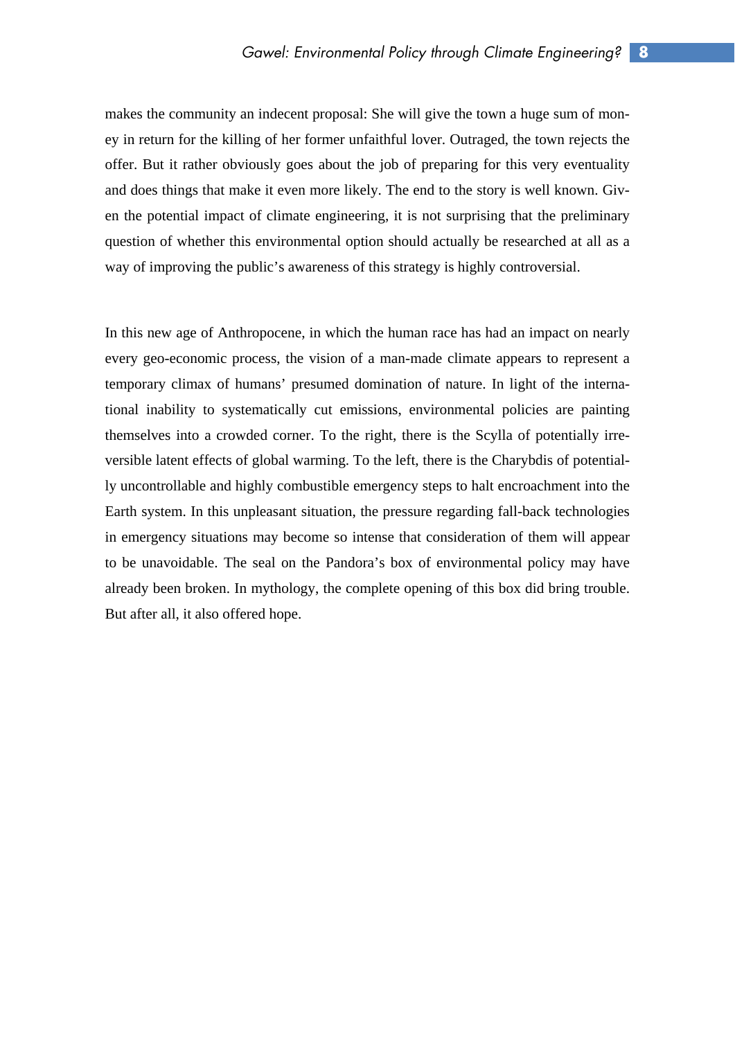makes the community an indecent proposal: She will give the town a huge sum of money in return for the killing of her former unfaithful lover. Outraged, the town rejects the offer. But it rather obviously goes about the job of preparing for this very eventuality and does things that make it even more likely. The end to the story is well known. Given the potential impact of climate engineering, it is not surprising that the preliminary question of whether this environmental option should actually be researched at all as a way of improving the public's awareness of this strategy is highly controversial.

In this new age of Anthropocene, in which the human race has had an impact on nearly every geo-economic process, the vision of a man-made climate appears to represent a temporary climax of humans' presumed domination of nature. In light of the international inability to systematically cut emissions, environmental policies are painting themselves into a crowded corner. To the right, there is the Scylla of potentially irreversible latent effects of global warming. To the left, there is the Charybdis of potentially uncontrollable and highly combustible emergency steps to halt encroachment into the Earth system. In this unpleasant situation, the pressure regarding fall-back technologies in emergency situations may become so intense that consideration of them will appear to be unavoidable. The seal on the Pandora's box of environmental policy may have already been broken. In mythology, the complete opening of this box did bring trouble. But after all, it also offered hope.